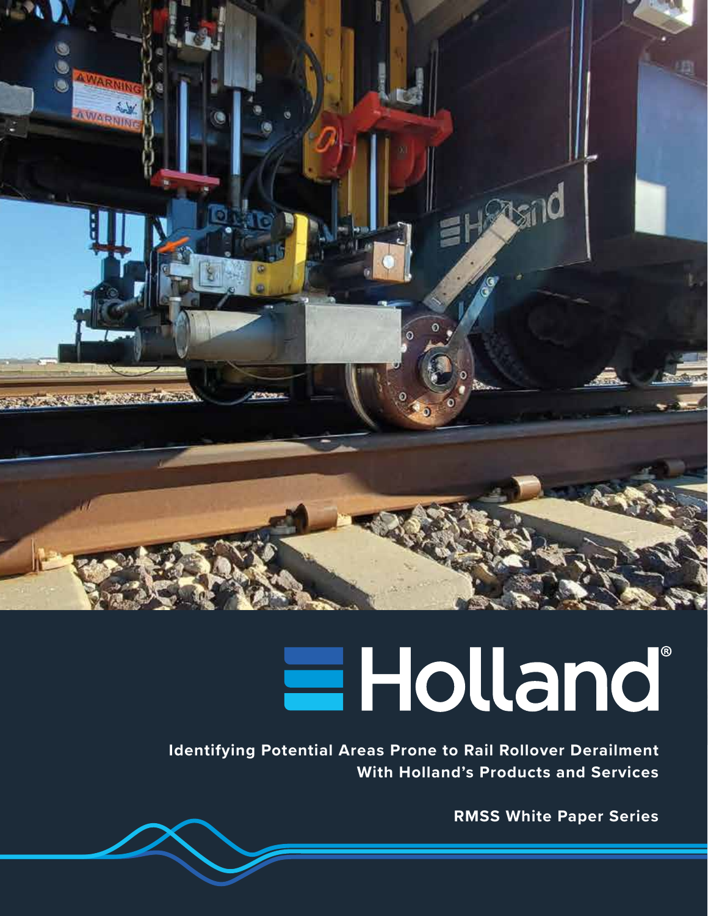# Holland®

**Identifying Potential Areas Prone to Rail Rollover Derailment With Holland's Products and Services**

**RMSS White Paper Series**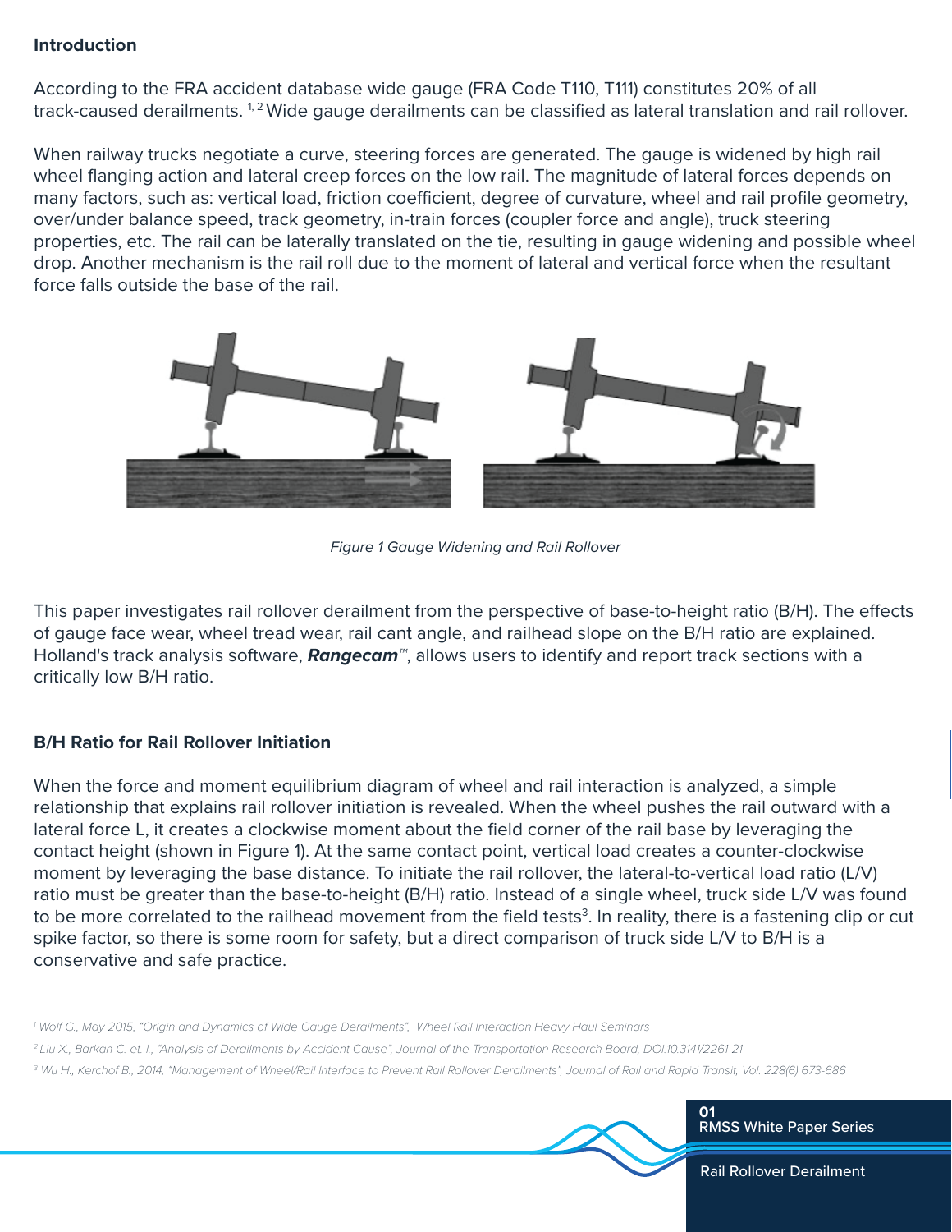## Introduction

According to the FRA accident database wide gauge (FRA Code T110, T111) constitutes 20% of all track-caused derailments.[1,2] Wide gauge derailments can be classified as lateral translation and rail rollover.

When railway trucks negotiate a curve, steering forces are generated. The gauge is widened by high rail wheel flanging action and lateral creep forces on the low rail. The magnitude of lateral forces depends on many factors, such as: vertical load, friction coefficient, degree of curvature, wheel and rail profile geometry, over/under balance speed, track geometry, in-train forces (coupler force and angle), truck steering properties, etc. The rail can be laterally translated on the tie, resulting in gauge widening and possible wheel drop. Another mechanism is the rail roll due to the moment of lateral and vertical force when the resultant force falls outside the base of the rail.

*Figure 1 Gauge Widening and Rail Rollover*

This paper investigates rail rollover derailment from the perspective of base-to-height ratio (B/H). The effects of gauge face wear, wheel tread wear, rail cant angle, and railhead slope on the B/H ratio are explained. Holland's track analysis software, ***Rangecam***™, allows users to identify and report track sections with a critically low B/H ratio.

## B/H Ratio for Rail Rollover Initiation

When the force and moment equilibrium diagram of wheel and rail interaction is analyzed, a simple relationship that explains rail rollover initiation is revealed. When the wheel pushes the rail outward with a lateral force L, it creates a clockwise moment about the field corner of the rail base by leveraging the contact height (shown in Figure 1). At the same contact point, vertical load creates a counter-clockwise moment by leveraging the base distance. To initiate the rail rollover, the lateral-to-vertical load ratio (L/V) ratio must be greater than the base-to-height (B/H) ratio. Instead of a single wheel, truck side L/V was found to be more correlated to the railhead movement from the field tests[3]. In reality, there is a fastening clip or cut spike factor, so there is some room for safety, but a direct comparison of truck side L/V to B/H is a conservative and safe practice.

[1] Wolf G., May 2015, "Origin and Dynamics of Wide Gauge Derailments", Wheel Rail Interaction Heavy Haul Seminars

[2] Liu X., Barkan C. et. l., "Analysis of Derailments by Accident Cause", Journal of the Transportation Research Board, DOI:10.3141/2261-21

[3] Wu H., Kerchof B., 2014, "Management of Wheel/Rail Interface to Prevent Rail Rollover Derailments", Journal of Rail and Rapid Transit, Vol. 228(6) 673-686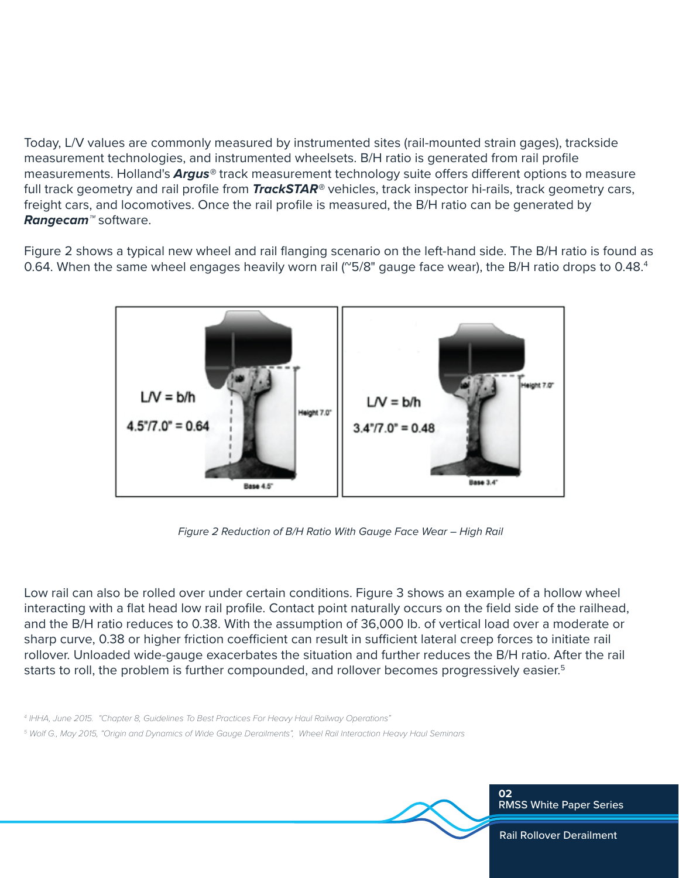Today, L/V values are commonly measured by instrumented sites (rail-mounted strain gages), trackside measurement technologies, and instrumented wheelsets. B/H ratio is generated from rail profile measurements. Holland's ***Argus***® track measurement technology suite offers different options to measure full track geometry and rail profile from ***TrackSTAR***® vehicles, track inspector hi-rails, track geometry cars, freight cars, and locomotives. Once the rail profile is measured, the B/H ratio can be generated by ***Rangecam***™ software.

Figure 2 shows a typical new wheel and rail flanging scenario on the left-hand side. The B/H ratio is found as 0.64. When the same wheel engages heavily worn rail (~5/8" gauge face wear), the B/H ratio drops to 0.48.[4]

*Figure 2 Reduction of B/H Ratio With Gauge Face Wear – High Rail*

Low rail can also be rolled over under certain conditions. Figure 3 shows an example of a hollow wheel interacting with a flat head low rail profile. Contact point naturally occurs on the field side of the railhead, and the B/H ratio reduces to 0.38. With the assumption of 36,000 lb. of vertical load over a moderate or sharp curve, 0.38 or higher friction coefficient can result in sufficient lateral creep forces to initiate rail rollover. Unloaded wide-gauge exacerbates the situation and further reduces the B/H ratio. After the rail starts to roll, the problem is further compounded, and rollover becomes progressively easier.[5]

[4] IHHA, June 2015. "Chapter 8, Guidelines To Best Practices For Heavy Haul Railway Operations"

[5] Wolf G., May 2015, "Origin and Dynamics of Wide Gauge Derailments", Wheel Rail Interaction Heavy Haul Seminars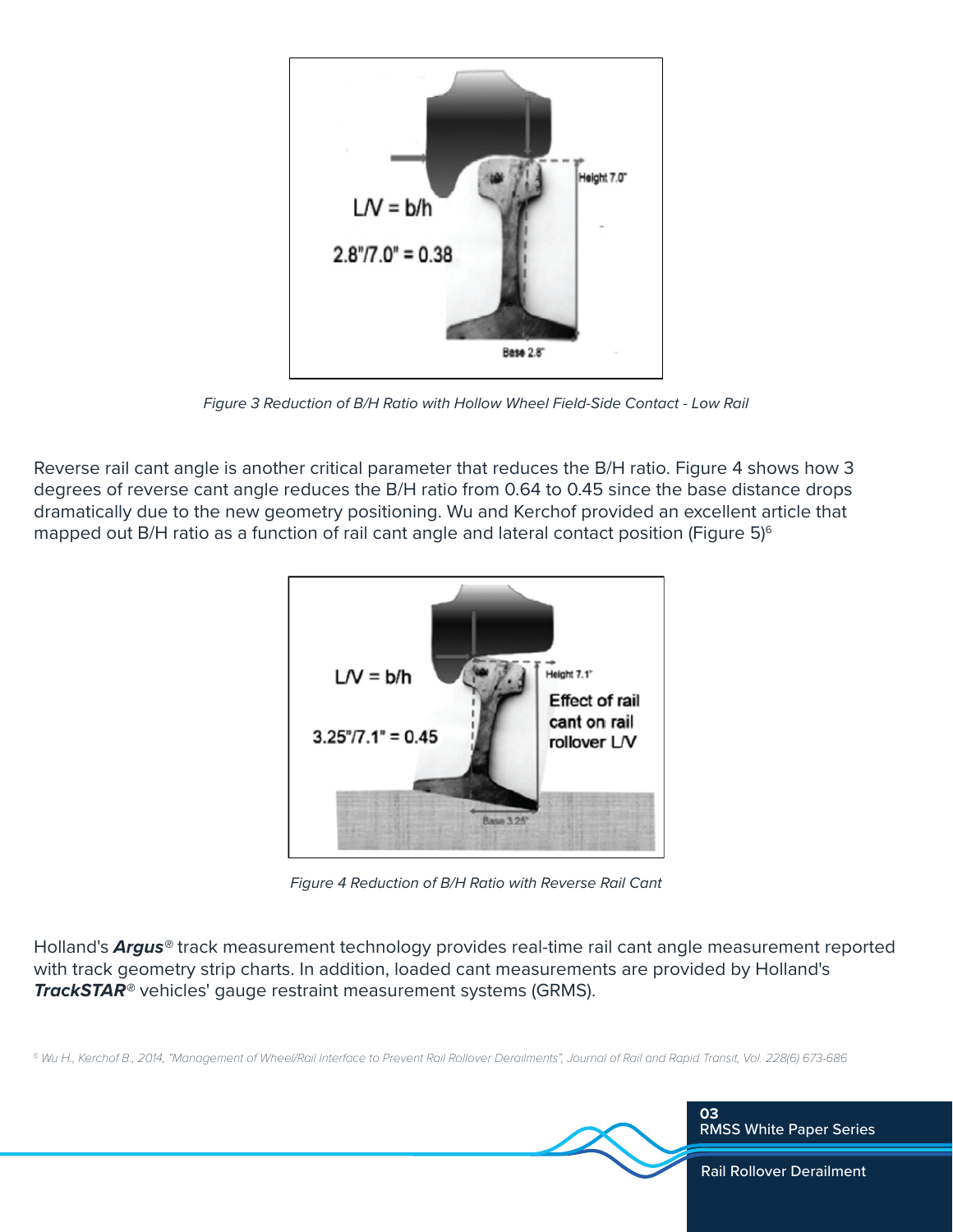Figure 3 Reduction of B/H Ratio with Hollow Wheel Field-Side Contact - Low Rail

Reverse rail cant angle is another critical parameter that reduces the B/H ratio. Figure 4 shows how 3 degrees of reverse cant angle reduces the B/H ratio from 0.64 to 0.45 since the base distance drops dramatically due to the new geometry positioning. Wu and Kerchof provided an excellent article that mapped out B/H ratio as a function of rail cant angle and lateral contact position (Figure 5)[6]

Figure 4 Reduction of B/H Ratio with Reverse Rail Cant

Holland's ***Argus***® track measurement technology provides real-time rail cant angle measurement reported with track geometry strip charts. In addition, loaded cant measurements are provided by Holland's ***TrackSTAR***® vehicles' gauge restraint measurement systems (GRMS).

[6] Wu H., Kerchof B., 2014, "Management of Wheel/Rail Interface to Prevent Rail Rollover Derailments", Journal of Rail and Rapid Transit, Vol. 228(6) 673-686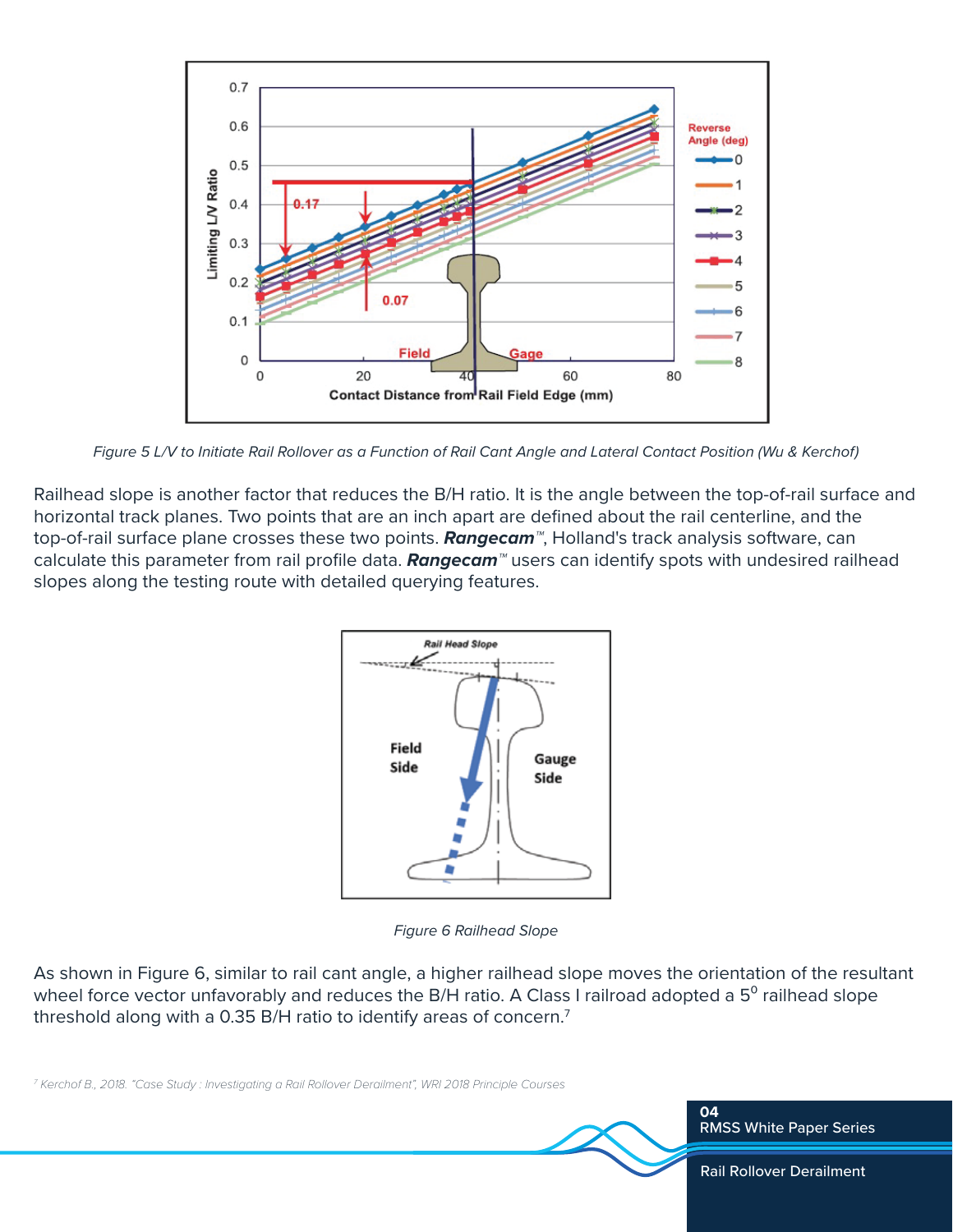Figure 5 L/V to Initiate Rail Rollover as a Function of Rail Cant Angle and Lateral Contact Position (Wu & Kerchof)

Railhead slope is another factor that reduces the B/H ratio. It is the angle between the top-of-rail surface and horizontal track planes. Two points that are an inch apart are defined about the rail centerline, and the top-of-rail surface plane crosses these two points. ***Rangecam***™, Holland's track analysis software, can calculate this parameter from rail profile data. ***Rangecam***™ users can identify spots with undesired railhead slopes along the testing route with detailed querying features.

Figure 6 Railhead Slope

As shown in Figure 6, similar to rail cant angle, a higher railhead slope moves the orientation of the resultant wheel force vector unfavorably and reduces the B/H ratio. A Class I railroad adopted a $5^{0}$ railhead slope threshold along with a 0.35 B/H ratio to identify areas of concern.[7]

[7] Kerchof B., 2018. "Case Study : Investigating a Rail Rollover Derailment", WRI 2018 Principle Courses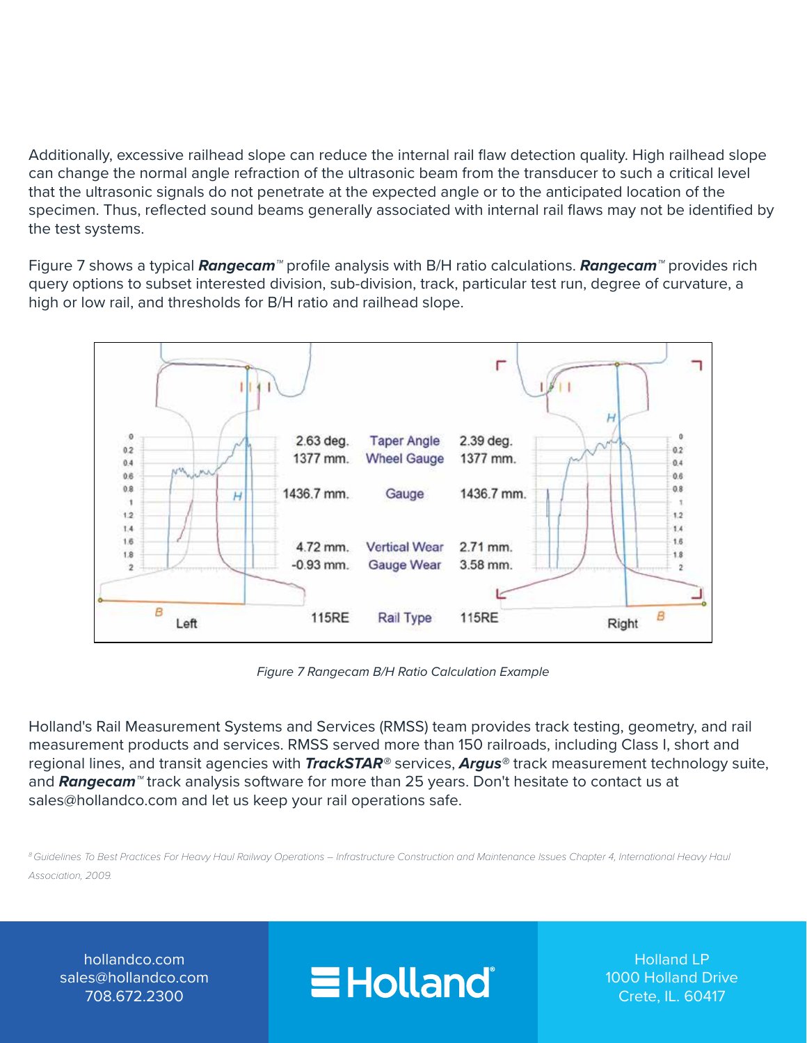Additionally, excessive railhead slope can reduce the internal rail flaw detection quality. High railhead slope can change the normal angle refraction of the ultrasonic beam from the transducer to such a critical level that the ultrasonic signals do not penetrate at the expected angle or to the anticipated location of the specimen. Thus, reflected sound beams generally associated with internal rail flaws may not be identified by the test systems.

Figure 7 shows a typical ***Rangecam***™ profile analysis with B/H ratio calculations. ***Rangecam***™ provides rich query options to subset interested division, sub-division, track, particular test run, degree of curvature, a high or low rail, and thresholds for B/H ratio and railhead slope.

2.63 deg. Taper Angle 2.39 deg.
1377 mm. Wheel Gauge 1377 mm.
1436.7 mm. Gauge 1436.7 mm.
4.72 mm. Vertical Wear 2.71 mm.
-0.93 mm. Gauge Wear 3.58 mm.
115RE Rail Type 115RE
Left
Right
H
B
0
0.2
0.4
0.6
0.8
1
1.2
1.4
1.6
1.8
2

*Figure 7 Rangecam B/H Ratio Calculation Example*

Holland's Rail Measurement Systems and Services (RMSS) team provides track testing, geometry, and rail measurement products and services. RMSS served more than 150 railroads, including Class I, short and regional lines, and transit agencies with ***TrackSTAR***® services, ***Argus***® track measurement technology suite, and ***Rangecam***™ track analysis software for more than 25 years. Don't hesitate to contact us at sales@hollandco.com and let us keep your rail operations safe.

*[8] Guidelines To Best Practices For Heavy Haul Railway Operations – Infrastructure Construction and Maintenance Issues Chapter 4, International Heavy Haul Association, 2009.*

hollandco.com
sales@hollandco.com
708.672.2300

Holland

Holland LP
1000 Holland Drive
Crete, IL. 60417